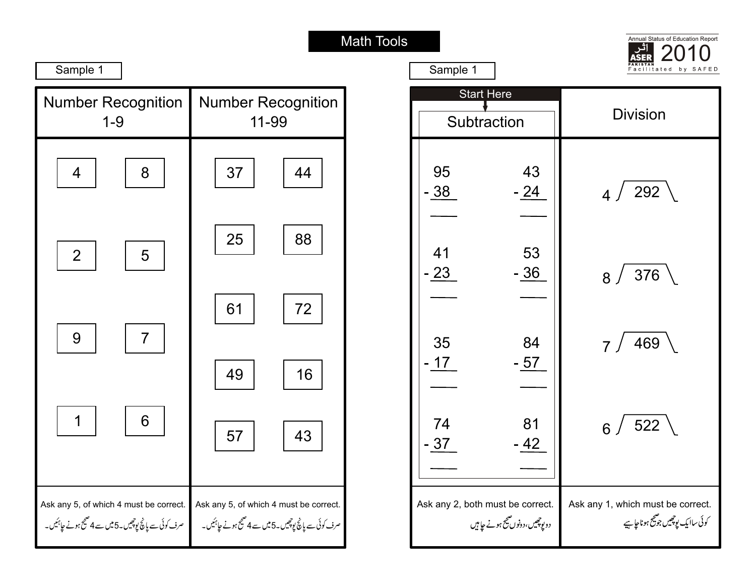# Math Tools

Annual Status of Education Report — اثر ASER PAKISTAN 2010 — Facilitated by SAFED

## Sample 1

| Number Recognition 1-9 | | Number Recognition 11-99 | |
|---|---|---|---|
| 4 | 8 | 37 | 44 |
| 2 | 5 | 25 | 88 |
| 9 | 7 | 61 | 72 |
| 1 | 6 | 49 | 16 |
| | | 57 | 43 |
| Ask any 5, of which 4 must be correct. | | Ask any 5, of which 4 must be correct. | |
| صرف کوئی سے پانچ پوچھیں۔5میں سے 4 صحیح ہونے چاہئیں۔ | | صرف کوئی سے پانچ پوچھیں۔5میں سے 4 صحیح ہونے چاہئیں۔ | |

## Sample 1

Start Here

| Subtraction | | Division |
|---|---|---|
| 95 - 38 | 43 - 24 | 4 ⟌ 292 |
| 41 - 23 | 53 - 36 | 8 ⟌ 376 |
| 35 - 17 | 84 - 57 | 7 ⟌ 469 |
| 74 - 37 | 81 - 42 | 6 ⟌ 522 |
| Ask any 2, both must be correct. | | Ask any 1, which must be correct. |
| دو پوچھیں، دونوں صحیح ہونے چاہیں | | کوئی سا ایک پوچھیں جو صحیح ہونا چاہیے |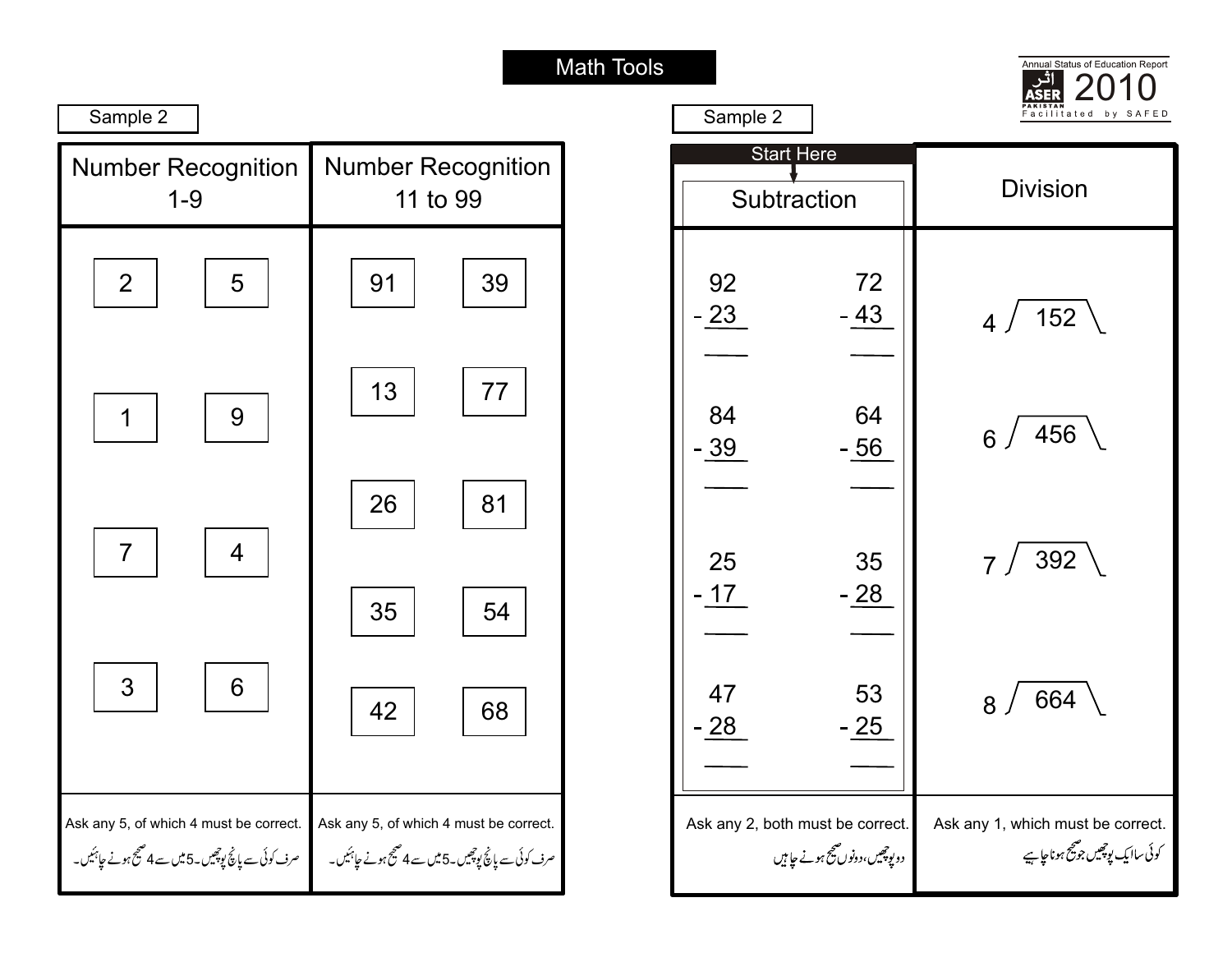# Math Tools

Annual Status of Education Report ASER PAKISTAN 2010 Facilitated by SAFED

## Sample 2

| Number Recognition 1-9 | | Number Recognition 11 to 99 | |
|---|---|---|---|
| 2 | 5 | 91 | 39 |
| 1 | 9 | 13 | 77 |
| 7 | 4 | 26 | 81 |
| 3 | 6 | 35 | 54 |
| | | 42 | 68 |
| Ask any 5, of which 4 must be correct. | | Ask any 5, of which 4 must be correct. | |
| صرف کوئی سے پانچ پوچھیں۔5میں سے 4 صحیح ہونے چاہئیں۔ | | صرف کوئی سے پانچ پوچھیں۔5میں سے 4 صحیح ہونے چاہئیں۔ | |

## Sample 2

Start Here

| Subtraction | | Division |
|---|---|---|
| 92 - 23 | 72 - 43 | 4 ) 152 |
| 84 - 39 | 64 - 56 | 6 ) 456 |
| 25 - 17 | 35 - 28 | 7 ) 392 |
| 47 - 28 | 53 - 25 | 8 ) 664 |
| Ask any 2, both must be correct. | | Ask any 1, which must be correct. |
| دو پوچھیں، دونوں صحیح ہونے چاہیں | | کوئی سا ایک پوچھیں جو صحیح ہونا چاہیے |